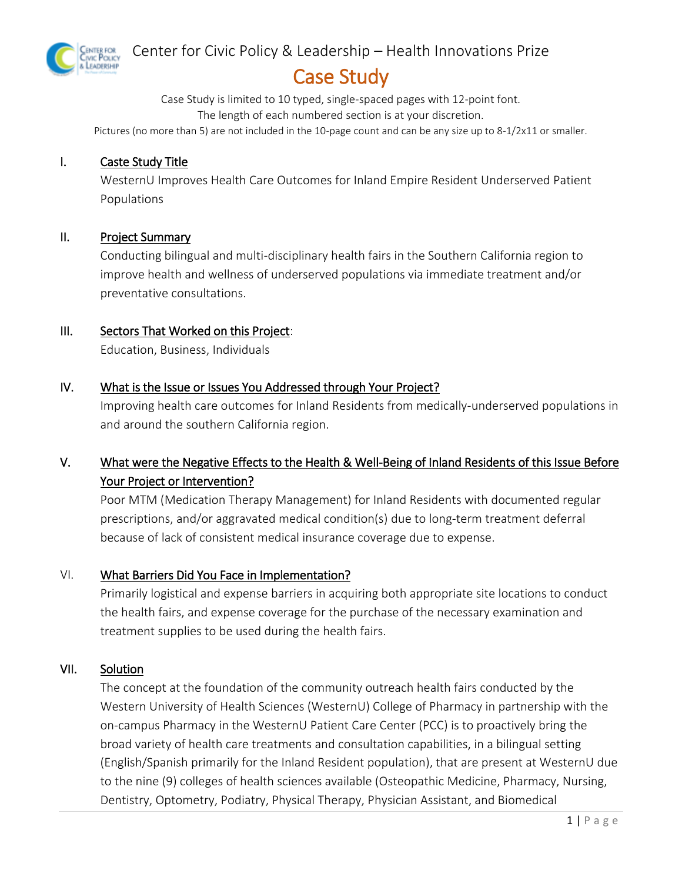Center for Civic Policy & Leadership – Health Innovations Prize

# Case Study

Case Study is limited to 10 typed, single-spaced pages with 12-point font.
The length of each numbered section is at your discretion.
Pictures (no more than 5) are not included in the 10-page count and can be any size up to 8-1/2x11 or smaller.

## I. Caste Study Title

WesternU Improves Health Care Outcomes for Inland Empire Resident Underserved Patient Populations

## II. Project Summary

Conducting bilingual and multi-disciplinary health fairs in the Southern California region to improve health and wellness of underserved populations via immediate treatment and/or preventative consultations.

## III. Sectors That Worked on this Project:

Education, Business, Individuals

## IV. What is the Issue or Issues You Addressed through Your Project?

Improving health care outcomes for Inland Residents from medically-underserved populations in and around the southern California region.

## V. What were the Negative Effects to the Health & Well-Being of Inland Residents of this Issue Before Your Project or Intervention?

Poor MTM (Medication Therapy Management) for Inland Residents with documented regular prescriptions, and/or aggravated medical condition(s) due to long-term treatment deferral because of lack of consistent medical insurance coverage due to expense.

## VI. What Barriers Did You Face in Implementation?

Primarily logistical and expense barriers in acquiring both appropriate site locations to conduct the health fairs, and expense coverage for the purchase of the necessary examination and treatment supplies to be used during the health fairs.

## VII. Solution

The concept at the foundation of the community outreach health fairs conducted by the Western University of Health Sciences (WesternU) College of Pharmacy in partnership with the on-campus Pharmacy in the WesternU Patient Care Center (PCC) is to proactively bring the broad variety of health care treatments and consultation capabilities, in a bilingual setting (English/Spanish primarily for the Inland Resident population), that are present at WesternU due to the nine (9) colleges of health sciences available (Osteopathic Medicine, Pharmacy, Nursing, Dentistry, Optometry, Podiatry, Physical Therapy, Physician Assistant, and Biomedical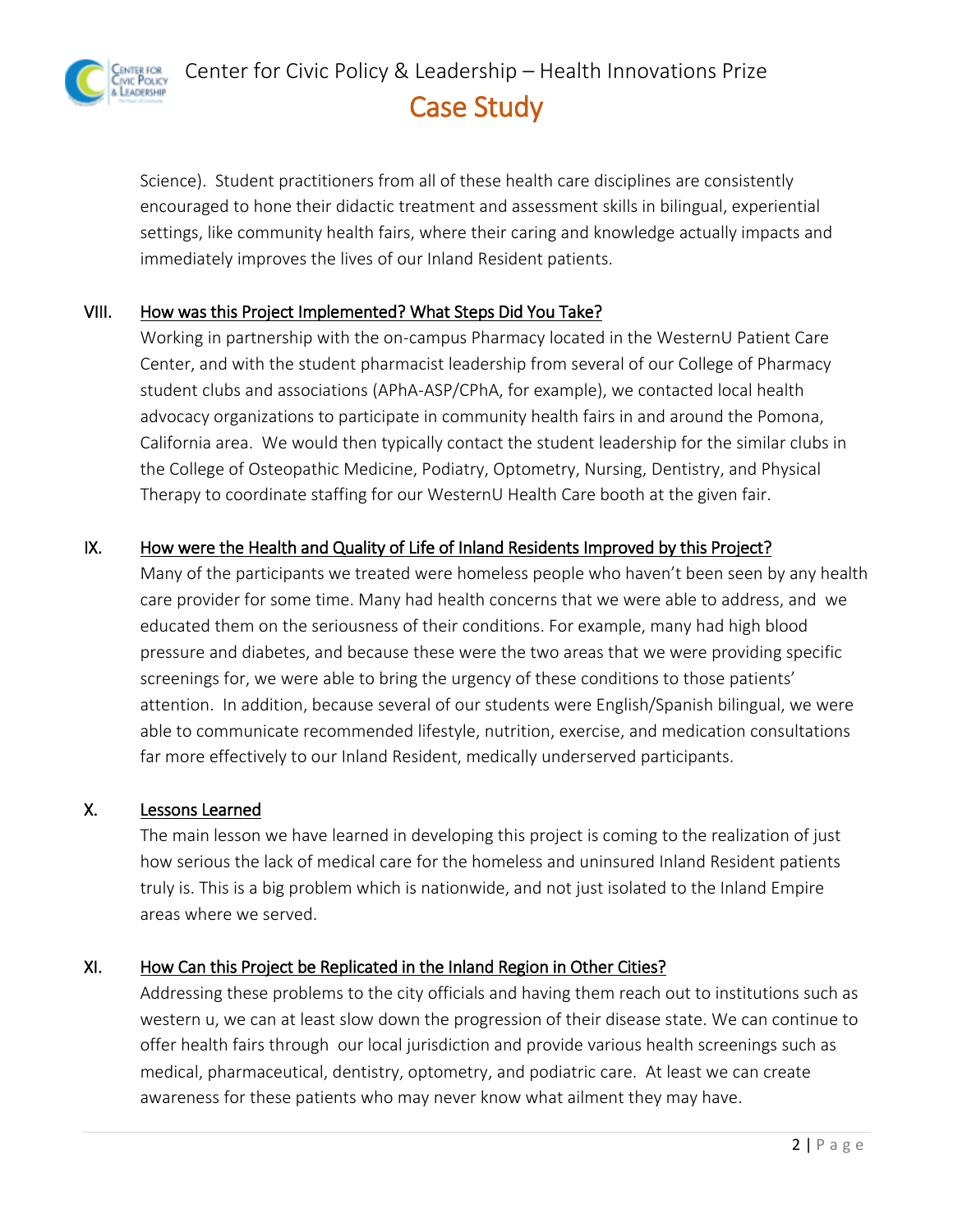Science). Student practitioners from all of these health care disciplines are consistently encouraged to hone their didactic treatment and assessment skills in bilingual, experiential settings, like community health fairs, where their caring and knowledge actually impacts and immediately improves the lives of our Inland Resident patients.

## VIII. How was this Project Implemented? What Steps Did You Take?

Working in partnership with the on-campus Pharmacy located in the WesternU Patient Care Center, and with the student pharmacist leadership from several of our College of Pharmacy student clubs and associations (APhA-ASP/CPhA, for example), we contacted local health advocacy organizations to participate in community health fairs in and around the Pomona, California area. We would then typically contact the student leadership for the similar clubs in the College of Osteopathic Medicine, Podiatry, Optometry, Nursing, Dentistry, and Physical Therapy to coordinate staffing for our WesternU Health Care booth at the given fair.

## IX. How were the Health and Quality of Life of Inland Residents Improved by this Project?

Many of the participants we treated were homeless people who haven't been seen by any health care provider for some time. Many had health concerns that we were able to address, and we educated them on the seriousness of their conditions. For example, many had high blood pressure and diabetes, and because these were the two areas that we were providing specific screenings for, we were able to bring the urgency of these conditions to those patients' attention. In addition, because several of our students were English/Spanish bilingual, we were able to communicate recommended lifestyle, nutrition, exercise, and medication consultations far more effectively to our Inland Resident, medically underserved participants.

## X. Lessons Learned

The main lesson we have learned in developing this project is coming to the realization of just how serious the lack of medical care for the homeless and uninsured Inland Resident patients truly is. This is a big problem which is nationwide, and not just isolated to the Inland Empire areas where we served.

## XI. How Can this Project be Replicated in the Inland Region in Other Cities?

Addressing these problems to the city officials and having them reach out to institutions such as western u, we can at least slow down the progression of their disease state. We can continue to offer health fairs through our local jurisdiction and provide various health screenings such as medical, pharmaceutical, dentistry, optometry, and podiatric care. At least we can create awareness for these patients who may never know what ailment they may have.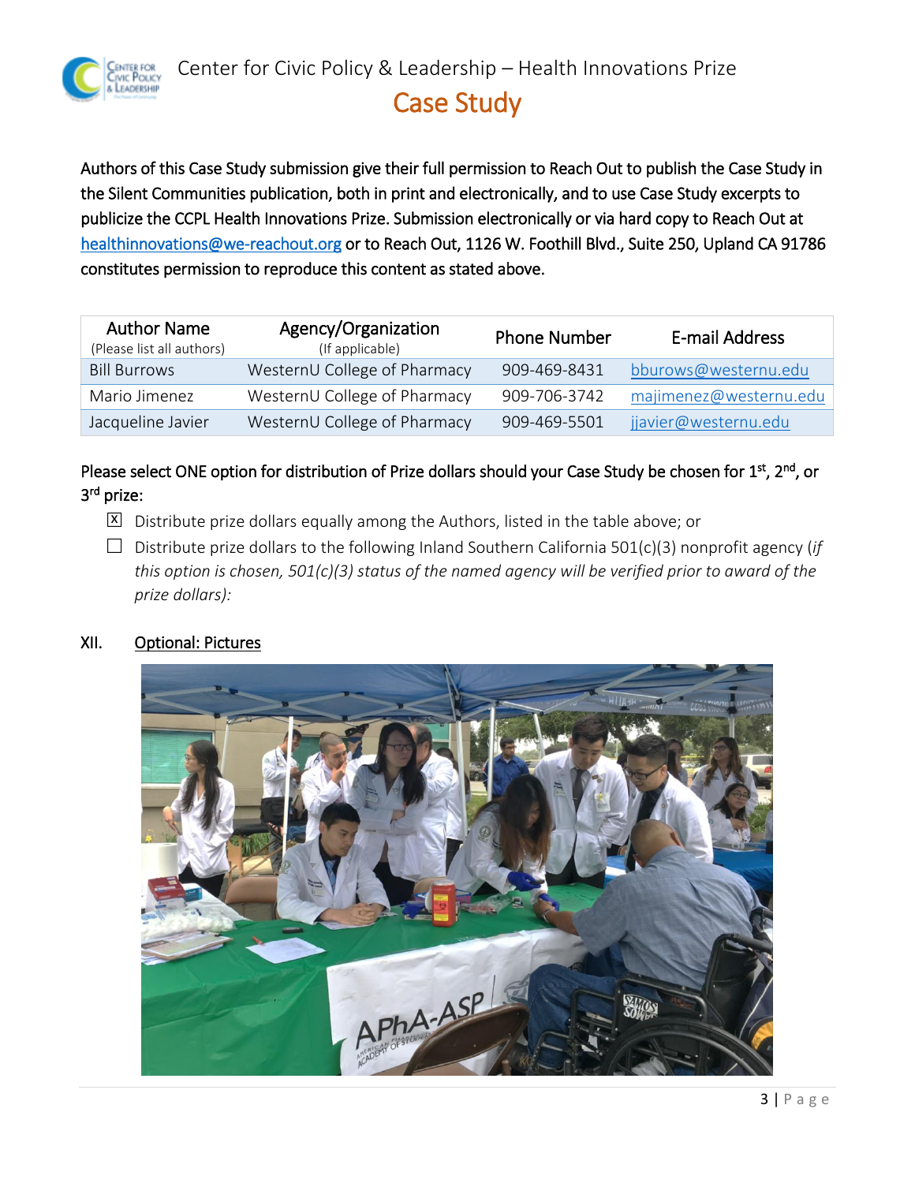Center for Civic Policy & Leadership – Health Innovations Prize

# Case Study

Authors of this Case Study submission give their full permission to Reach Out to publish the Case Study in the Silent Communities publication, both in print and electronically, and to use Case Study excerpts to publicize the CCPL Health Innovations Prize. Submission electronically or via hard copy to Reach Out at healthinnovations@we-reachout.org or to Reach Out, 1126 W. Foothill Blvd., Suite 250, Upland CA 91786 constitutes permission to reproduce this content as stated above.

| Author Name (Please list all authors) | Agency/Organization (If applicable) | Phone Number | E-mail Address |
|---|---|---|---|
| Bill Burrows | WesternU College of Pharmacy | 909-469-8431 | bburows@westernu.edu |
| Mario Jimenez | WesternU College of Pharmacy | 909-706-3742 | majimenez@westernu.edu |
| Jacqueline Javier | WesternU College of Pharmacy | 909-469-5501 | jjavier@westernu.edu |

Please select ONE option for distribution of Prize dollars should your Case Study be chosen for 1st, 2nd, or 3rd prize:

- ☒ Distribute prize dollars equally among the Authors, listed in the table above; or
- ☐ Distribute prize dollars to the following Inland Southern California 501(c)(3) nonprofit agency (*if this option is chosen, 501(c)(3) status of the named agency will be verified prior to award of the prize dollars):*

## XII. Optional: Pictures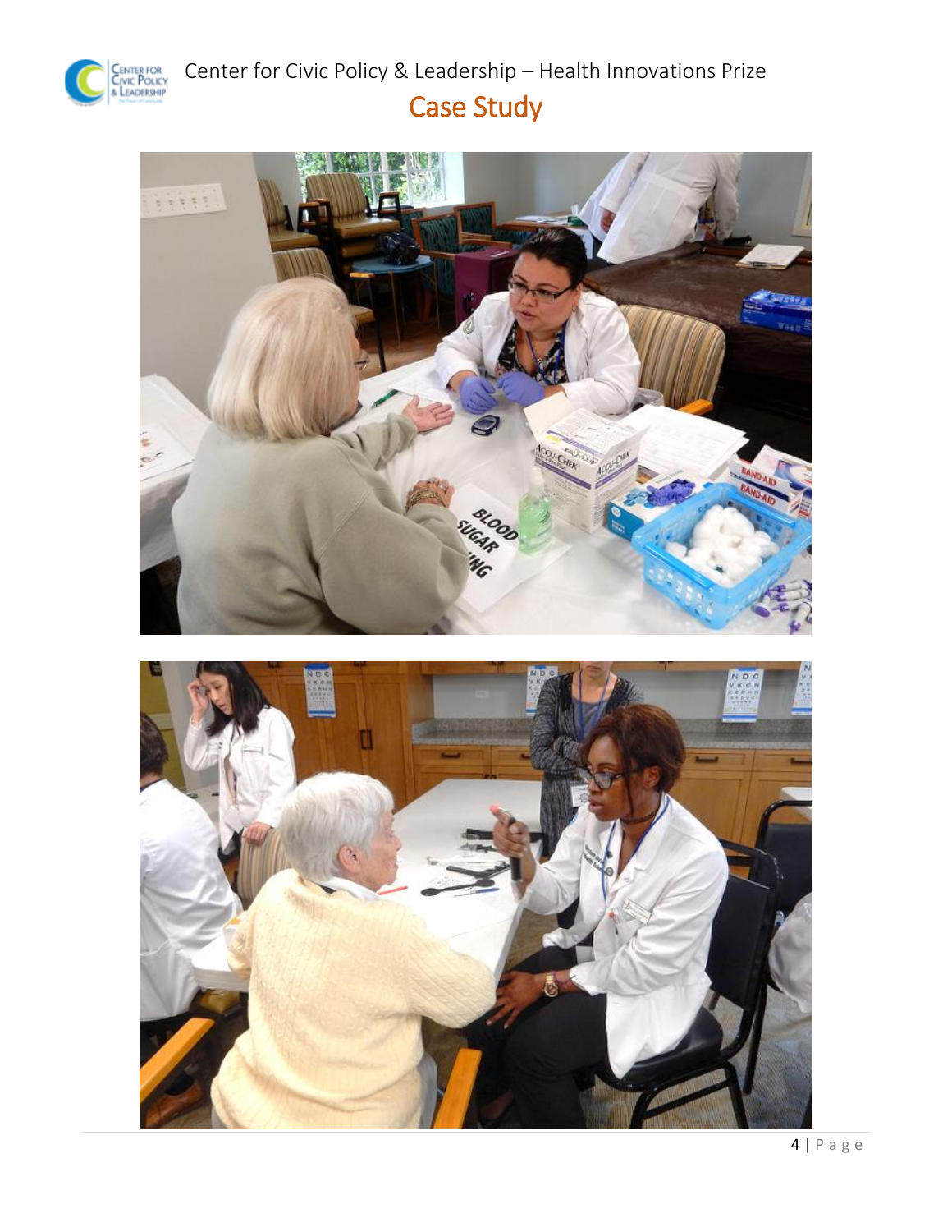# Case Study